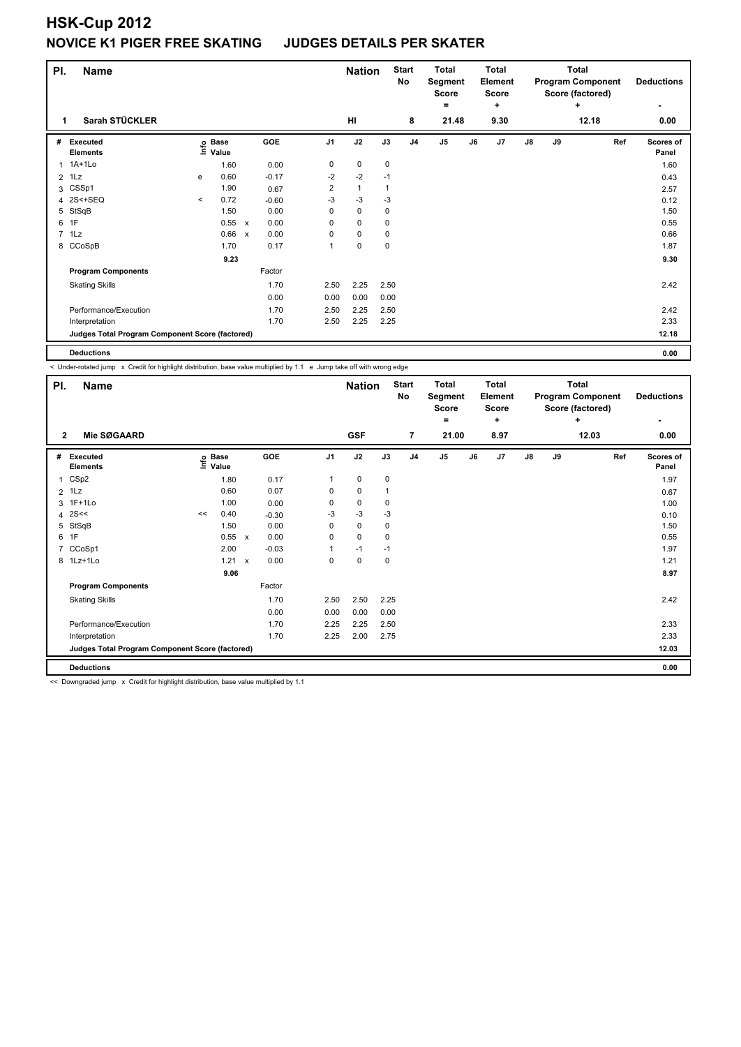# HSK-Cup 2012

## NOVICE K1 PIGER FREE SKATING JUDGES DETAILS PER SKATER

| Pl. | Name | Nation | Start No | Total Segment Score = | Total Element Score + | Total Program Component Score (factored) + | Deductions - |
|---|---|---|---|---|---|---|---|
| 1 | Sarah STÜCKLER | HI | 8 | 21.48 | 9.30 | 12.18 | 0.00 |

| # | Executed Elements | Info | Base Value | | GOE | J1 | J2 | J3 | J4 | J5 | J6 | J7 | J8 | J9 | Ref | Scores of Panel |
|---|---|---|---|---|---|---|---|---|---|---|---|---|---|---|---|---|
| 1 | 1A+1Lo | | 1.60 | | 0.00 | 0 | 0 | 0 | | | | | | | | 1.60 |
| 2 | 1Lz | e | 0.60 | | -0.17 | -2 | -2 | -1 | | | | | | | | 0.43 |
| 3 | CSSp1 | | 1.90 | | 0.67 | 2 | 1 | 1 | | | | | | | | 2.57 |
| 4 | 2S<+SEQ | < | 0.72 | | -0.60 | -3 | -3 | -3 | | | | | | | | 0.12 |
| 5 | StSqB | | 1.50 | | 0.00 | 0 | 0 | 0 | | | | | | | | 1.50 |
| 6 | 1F | | 0.55 | x | 0.00 | 0 | 0 | 0 | | | | | | | | 0.55 |
| 7 | 1Lz | | 0.66 | x | 0.00 | 0 | 0 | 0 | | | | | | | | 0.66 |
| 8 | CCoSpB | | 1.70 | | 0.17 | 1 | 0 | 0 | | | | | | | | 1.87 |
| | | | 9.23 | | | | | | | | | | | | | 9.30 |
| | **Program Components** | | | | Factor | | | | | | | | | | | |
| | Skating Skills | | | | 1.70 | 2.50 | 2.25 | 2.50 | | | | | | | | 2.42 |
| | | | | | 0.00 | 0.00 | 0.00 | 0.00 | | | | | | | | |
| | Performance/Execution | | | | 1.70 | 2.50 | 2.25 | 2.50 | | | | | | | | 2.42 |
| | Interpretation | | | | 1.70 | 2.50 | 2.25 | 2.25 | | | | | | | | 2.33 |
| | **Judges Total Program Component Score (factored)** | | | | | | | | | | | | | | | 12.18 |
| | **Deductions** | | | | | | | | | | | | | | | 0.00 |

< Under-rotated jump x Credit for highlight distribution, base value multiplied by 1.1 e Jump take off with wrong edge

| Pl. | Name | Nation | Start No | Total Segment Score = | Total Element Score + | Total Program Component Score (factored) + | Deductions - |
|---|---|---|---|---|---|---|---|
| 2 | Mie SØGAARD | GSF | 7 | 21.00 | 8.97 | 12.03 | 0.00 |

| # | Executed Elements | Info | Base Value | | GOE | J1 | J2 | J3 | J4 | J5 | J6 | J7 | J8 | J9 | Ref | Scores of Panel |
|---|---|---|---|---|---|---|---|---|---|---|---|---|---|---|---|---|
| 1 | CSp2 | | 1.80 | | 0.17 | 1 | 0 | 0 | | | | | | | | 1.97 |
| 2 | 1Lz | | 0.60 | | 0.07 | 0 | 0 | 1 | | | | | | | | 0.67 |
| 3 | 1F+1Lo | | 1.00 | | 0.00 | 0 | 0 | 0 | | | | | | | | 1.00 |
| 4 | 2S<< | << | 0.40 | | -0.30 | -3 | -3 | -3 | | | | | | | | 0.10 |
| 5 | StSqB | | 1.50 | | 0.00 | 0 | 0 | 0 | | | | | | | | 1.50 |
| 6 | 1F | | 0.55 | x | 0.00 | 0 | 0 | 0 | | | | | | | | 0.55 |
| 7 | CCoSp1 | | 2.00 | | -0.03 | 1 | -1 | -1 | | | | | | | | 1.97 |
| 8 | 1Lz+1Lo | | 1.21 | x | 0.00 | 0 | 0 | 0 | | | | | | | | 1.21 |
| | | | 9.06 | | | | | | | | | | | | | 8.97 |
| | **Program Components** | | | | Factor | | | | | | | | | | | |
| | Skating Skills | | | | 1.70 | 2.50 | 2.50 | 2.25 | | | | | | | | 2.42 |
| | | | | | 0.00 | 0.00 | 0.00 | 0.00 | | | | | | | | |
| | Performance/Execution | | | | 1.70 | 2.25 | 2.25 | 2.50 | | | | | | | | 2.33 |
| | Interpretation | | | | 1.70 | 2.25 | 2.00 | 2.75 | | | | | | | | 2.33 |
| | **Judges Total Program Component Score (factored)** | | | | | | | | | | | | | | | 12.03 |
| | **Deductions** | | | | | | | | | | | | | | | 0.00 |

<< Downgraded jump x Credit for highlight distribution, base value multiplied by 1.1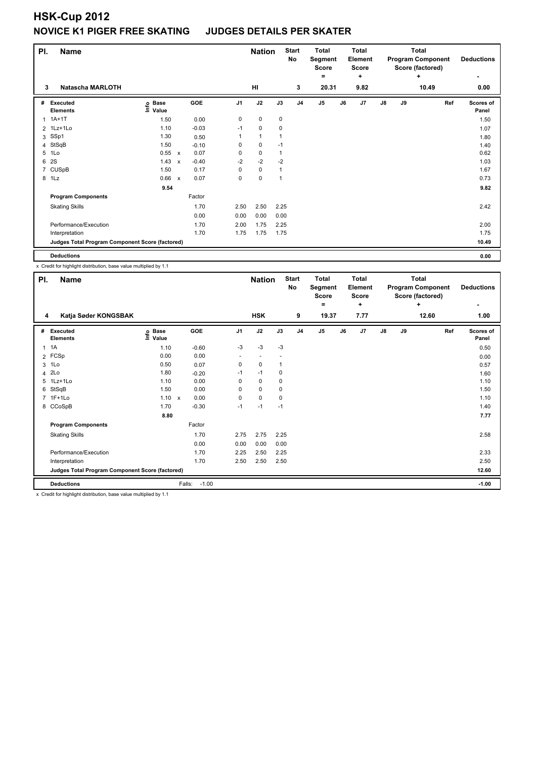# HSK-Cup 2012

## NOVICE K1 PIGER FREE SKATING JUDGES DETAILS PER SKATER

| Pl. | Name | Nation | Start No | Total Segment Score = | Total Element Score + | Total Program Component Score (factored) + | Deductions - |
|---|---|---|---|---|---|---|---|
| 3 | Natascha MARLOTH | HI | 3 | 20.31 | 9.82 | 10.49 | 0.00 |

| # | Executed Elements | Info | Base Value | | GOE | J1 | J2 | J3 | J4 | J5 | J6 | J7 | J8 | J9 | Ref | Scores of Panel |
|---|---|---|---|---|---|---|---|---|---|---|---|---|---|---|---|---|
| 1 | 1A+1T | | 1.50 | | 0.00 | 0 | 0 | 0 | | | | | | | | 1.50 |
| 2 | 1Lz+1Lo | | 1.10 | | -0.03 | -1 | 0 | 0 | | | | | | | | 1.07 |
| 3 | SSp1 | | 1.30 | | 0.50 | 1 | 1 | 1 | | | | | | | | 1.80 |
| 4 | StSqB | | 1.50 | | -0.10 | 0 | 0 | -1 | | | | | | | | 1.40 |
| 5 | 1Lo | | 0.55 | x | 0.07 | 0 | 0 | 1 | | | | | | | | 0.62 |
| 6 | 2S | | 1.43 | x | -0.40 | -2 | -2 | -2 | | | | | | | | 1.03 |
| 7 | CUSpB | | 1.50 | | 0.17 | 0 | 0 | 1 | | | | | | | | 1.67 |
| 8 | 1Lz | | 0.66 | x | 0.07 | 0 | 0 | 1 | | | | | | | | 0.73 |
| | | | 9.54 | | | | | | | | | | | | | 9.82 |
| | **Program Components** | | | | Factor | | | | | | | | | | | |
| | Skating Skills | | | | 1.70 | 2.50 | 2.50 | 2.25 | | | | | | | | 2.42 |
| | | | | | 0.00 | 0.00 | 0.00 | 0.00 | | | | | | | | |
| | Performance/Execution | | | | 1.70 | 2.00 | 1.75 | 2.25 | | | | | | | | 2.00 |
| | Interpretation | | | | 1.70 | 1.75 | 1.75 | 1.75 | | | | | | | | 1.75 |
| | **Judges Total Program Component Score (factored)** | | | | | | | | | | | | | | | 10.49 |
| | **Deductions** | | | | | | | | | | | | | | | 0.00 |

x Credit for highlight distribution, base value multiplied by 1.1

| Pl. | Name | Nation | Start No | Total Segment Score = | Total Element Score + | Total Program Component Score (factored) + | Deductions - |
|---|---|---|---|---|---|---|---|
| 4 | Katja Søder KONGSBAK | HSK | 9 | 19.37 | 7.77 | 12.60 | 1.00 |

| # | Executed Elements | Info | Base Value | | GOE | J1 | J2 | J3 | J4 | J5 | J6 | J7 | J8 | J9 | Ref | Scores of Panel |
|---|---|---|---|---|---|---|---|---|---|---|---|---|---|---|---|---|
| 1 | 1A | | 1.10 | | -0.60 | -3 | -3 | -3 | | | | | | | | 0.50 |
| 2 | FCSp | | 0.00 | | 0.00 | - | - | - | | | | | | | | 0.00 |
| 3 | 1Lo | | 0.50 | | 0.07 | 0 | 0 | 1 | | | | | | | | 0.57 |
| 4 | 2Lo | | 1.80 | | -0.20 | -1 | -1 | 0 | | | | | | | | 1.60 |
| 5 | 1Lz+1Lo | | 1.10 | | 0.00 | 0 | 0 | 0 | | | | | | | | 1.10 |
| 6 | StSqB | | 1.50 | | 0.00 | 0 | 0 | 0 | | | | | | | | 1.50 |
| 7 | 1F+1Lo | | 1.10 | x | 0.00 | 0 | 0 | 0 | | | | | | | | 1.10 |
| 8 | CCoSpB | | 1.70 | | -0.30 | -1 | -1 | -1 | | | | | | | | 1.40 |
| | | | 8.80 | | | | | | | | | | | | | 7.77 |
| | **Program Components** | | | | Factor | | | | | | | | | | | |
| | Skating Skills | | | | 1.70 | 2.75 | 2.75 | 2.25 | | | | | | | | 2.58 |
| | | | | | 0.00 | 0.00 | 0.00 | 0.00 | | | | | | | | |
| | Performance/Execution | | | | 1.70 | 2.25 | 2.50 | 2.25 | | | | | | | | 2.33 |
| | Interpretation | | | | 1.70 | 2.50 | 2.50 | 2.50 | | | | | | | | 2.50 |
| | **Judges Total Program Component Score (factored)** | | | | | | | | | | | | | | | 12.60 |
| | **Deductions** | | | | Falls: -1.00 | | | | | | | | | | | -1.00 |

x Credit for highlight distribution, base value multiplied by 1.1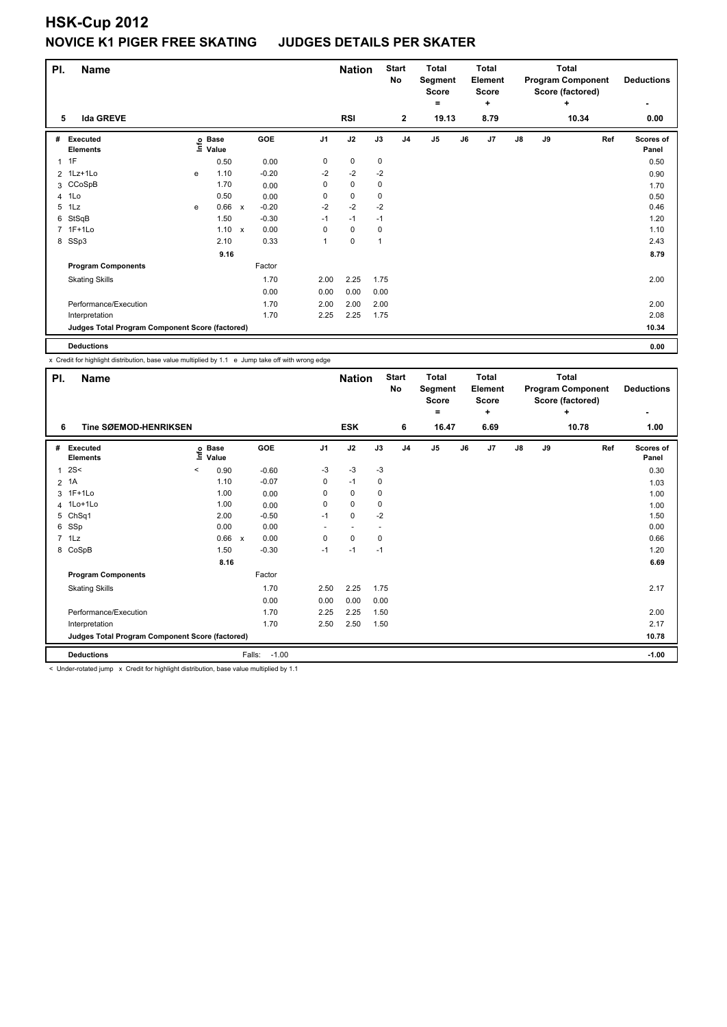# HSK-Cup 2012

## NOVICE K1 PIGER FREE SKATING JUDGES DETAILS PER SKATER

| Pl. | Name | Nation | Start No | Total Segment Score = | Total Element Score + | Total Program Component Score (factored) + | Deductions - |
|---|---|---|---|---|---|---|---|
| 5 | Ida GREVE | RSI | 2 | 19.13 | 8.79 | 10.34 | 0.00 |

| # | Executed Elements | Info | Base Value | | GOE | J1 | J2 | J3 | J4 | J5 | J6 | J7 | J8 | J9 | Ref | Scores of Panel |
|---|---|---|---|---|---|---|---|---|---|---|---|---|---|---|---|---|
| 1 | 1F | | 0.50 | | 0.00 | 0 | 0 | 0 | | | | | | | | 0.50 |
| 2 | 1Lz+1Lo | e | 1.10 | | -0.20 | -2 | -2 | -2 | | | | | | | | 0.90 |
| 3 | CCoSpB | | 1.70 | | 0.00 | 0 | 0 | 0 | | | | | | | | 1.70 |
| 4 | 1Lo | | 0.50 | | 0.00 | 0 | 0 | 0 | | | | | | | | 0.50 |
| 5 | 1Lz | e | 0.66 | x | -0.20 | -2 | -2 | -2 | | | | | | | | 0.46 |
| 6 | StSqB | | 1.50 | | -0.30 | -1 | -1 | -1 | | | | | | | | 1.20 |
| 7 | 1F+1Lo | | 1.10 | x | 0.00 | 0 | 0 | 0 | | | | | | | | 1.10 |
| 8 | SSp3 | | 2.10 | | 0.33 | 1 | 0 | 1 | | | | | | | | 2.43 |
| | | | 9.16 | | | | | | | | | | | | | 8.79 |
| | **Program Components** | | | | Factor | | | | | | | | | | | |
| | Skating Skills | | | | 1.70 | 2.00 | 2.25 | 1.75 | | | | | | | | 2.00 |
| | | | | | 0.00 | 0.00 | 0.00 | 0.00 | | | | | | | | |
| | Performance/Execution | | | | 1.70 | 2.00 | 2.00 | 2.00 | | | | | | | | 2.00 |
| | Interpretation | | | | 1.70 | 2.25 | 2.25 | 1.75 | | | | | | | | 2.08 |
| | **Judges Total Program Component Score (factored)** | | | | | | | | | | | | | | | 10.34 |
| | **Deductions** | | | | | | | | | | | | | | | 0.00 |

x Credit for highlight distribution, base value multiplied by 1.1 e Jump take off with wrong edge

| Pl. | Name | Nation | Start No | Total Segment Score = | Total Element Score + | Total Program Component Score (factored) + | Deductions - |
|---|---|---|---|---|---|---|---|
| 6 | Tine SØEMOD-HENRIKSEN | ESK | 6 | 16.47 | 6.69 | 10.78 | 1.00 |

| # | Executed Elements | Info | Base Value | | GOE | J1 | J2 | J3 | J4 | J5 | J6 | J7 | J8 | J9 | Ref | Scores of Panel |
|---|---|---|---|---|---|---|---|---|---|---|---|---|---|---|---|---|
| 1 | 2S< | < | 0.90 | | -0.60 | -3 | -3 | -3 | | | | | | | | 0.30 |
| 2 | 1A | | 1.10 | | -0.07 | 0 | -1 | 0 | | | | | | | | 1.03 |
| 3 | 1F+1Lo | | 1.00 | | 0.00 | 0 | 0 | 0 | | | | | | | | 1.00 |
| 4 | 1Lo+1Lo | | 1.00 | | 0.00 | 0 | 0 | 0 | | | | | | | | 1.00 |
| 5 | ChSq1 | | 2.00 | | -0.50 | -1 | 0 | -2 | | | | | | | | 1.50 |
| 6 | SSp | | 0.00 | | 0.00 | - | - | - | | | | | | | | 0.00 |
| 7 | 1Lz | | 0.66 | x | 0.00 | 0 | 0 | 0 | | | | | | | | 0.66 |
| 8 | CoSpB | | 1.50 | | -0.30 | -1 | -1 | -1 | | | | | | | | 1.20 |
| | | | 8.16 | | | | | | | | | | | | | 6.69 |
| | **Program Components** | | | | Factor | | | | | | | | | | | |
| | Skating Skills | | | | 1.70 | 2.50 | 2.25 | 1.75 | | | | | | | | 2.17 |
| | | | | | 0.00 | 0.00 | 0.00 | 0.00 | | | | | | | | |
| | Performance/Execution | | | | 1.70 | 2.25 | 2.25 | 1.50 | | | | | | | | 2.00 |
| | Interpretation | | | | 1.70 | 2.50 | 2.50 | 1.50 | | | | | | | | 2.17 |
| | **Judges Total Program Component Score (factored)** | | | | | | | | | | | | | | | 10.78 |
| | **Deductions** | | | | Falls: -1.00 | | | | | | | | | | | -1.00 |

< Under-rotated jump x Credit for highlight distribution, base value multiplied by 1.1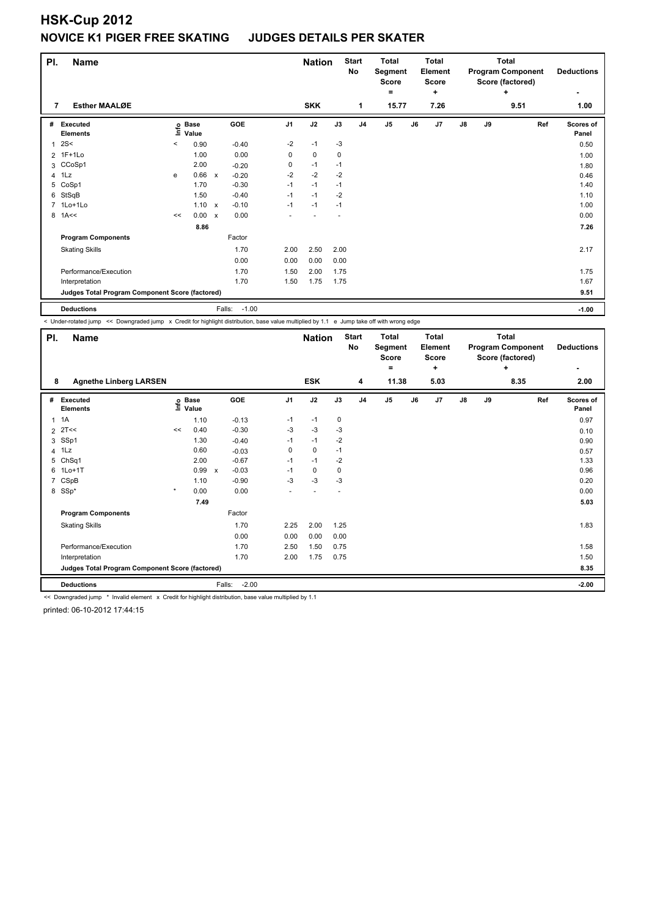# HSK-Cup 2012

## NOVICE K1 PIGER FREE SKATING    JUDGES DETAILS PER SKATER

| Pl. | Name | Nation | Start No | Total Segment Score = | Total Element Score + | Total Program Component Score (factored) + | Deductions - |
|---|---|---|---|---|---|---|---|
| 7 | Esther MAALØE | SKK | 1 | 15.77 | 7.26 | 9.51 | 1.00 |

| # | Executed Elements | Info | Base Value | | GOE | J1 | J2 | J3 | J4 | J5 | J6 | J7 | J8 | J9 | Ref | Scores of Panel |
|---|---|---|---|---|---|---|---|---|---|---|---|---|---|---|---|---|
| 1 | 2S< | < | 0.90 | | -0.40 | -2 | -1 | -3 | | | | | | | | 0.50 |
| 2 | 1F+1Lo | | 1.00 | | 0.00 | 0 | 0 | 0 | | | | | | | | 1.00 |
| 3 | CCoSp1 | | 2.00 | | -0.20 | 0 | -1 | -1 | | | | | | | | 1.80 |
| 4 | 1Lz | e | 0.66 | x | -0.20 | -2 | -2 | -2 | | | | | | | | 0.46 |
| 5 | CoSp1 | | 1.70 | | -0.30 | -1 | -1 | -1 | | | | | | | | 1.40 |
| 6 | StSqB | | 1.50 | | -0.40 | -1 | -1 | -2 | | | | | | | | 1.10 |
| 7 | 1Lo+1Lo | | 1.10 | x | -0.10 | -1 | -1 | -1 | | | | | | | | 1.00 |
| 8 | 1A<< | << | 0.00 | x | 0.00 | - | - | - | | | | | | | | 0.00 |
| | | | 8.86 | | | | | | | | | | | | | 7.26 |
| | **Program Components** | | | | Factor | | | | | | | | | | | |
| | Skating Skills | | | | 1.70 | 2.00 | 2.50 | 2.00 | | | | | | | | 2.17 |
| | | | | | 0.00 | 0.00 | 0.00 | 0.00 | | | | | | | | |
| | Performance/Execution | | | | 1.70 | 1.50 | 2.00 | 1.75 | | | | | | | | 1.75 |
| | Interpretation | | | | 1.70 | 1.50 | 1.75 | 1.75 | | | | | | | | 1.67 |
| | **Judges Total Program Component Score (factored)** | | | | | | | | | | | | | | | 9.51 |
| | **Deductions** | | | | Falls: -1.00 | | | | | | | | | | | -1.00 |

< Under-rotated jump << Downgraded jump x Credit for highlight distribution, base value multiplied by 1.1 e Jump take off with wrong edge

| Pl. | Name | Nation | Start No | Total Segment Score = | Total Element Score + | Total Program Component Score (factored) + | Deductions - |
|---|---|---|---|---|---|---|---|
| 8 | Agnethe Linberg LARSEN | ESK | 4 | 11.38 | 5.03 | 8.35 | 2.00 |

| # | Executed Elements | Info | Base Value | | GOE | J1 | J2 | J3 | J4 | J5 | J6 | J7 | J8 | J9 | Ref | Scores of Panel |
|---|---|---|---|---|---|---|---|---|---|---|---|---|---|---|---|---|
| 1 | 1A | | 1.10 | | -0.13 | -1 | -1 | 0 | | | | | | | | 0.97 |
| 2 | 2T<< | << | 0.40 | | -0.30 | -3 | -3 | -3 | | | | | | | | 0.10 |
| 3 | SSp1 | | 1.30 | | -0.40 | -1 | -1 | -2 | | | | | | | | 0.90 |
| 4 | 1Lz | | 0.60 | | -0.03 | 0 | 0 | -1 | | | | | | | | 0.57 |
| 5 | ChSq1 | | 2.00 | | -0.67 | -1 | -1 | -2 | | | | | | | | 1.33 |
| 6 | 1Lo+1T | | 0.99 | x | -0.03 | -1 | 0 | 0 | | | | | | | | 0.96 |
| 7 | CSpB | | 1.10 | | -0.90 | -3 | -3 | -3 | | | | | | | | 0.20 |
| 8 | SSp* | * | 0.00 | | 0.00 | - | - | - | | | | | | | | 0.00 |
| | | | 7.49 | | | | | | | | | | | | | 5.03 |
| | **Program Components** | | | | Factor | | | | | | | | | | | |
| | Skating Skills | | | | 1.70 | 2.25 | 2.00 | 1.25 | | | | | | | | 1.83 |
| | | | | | 0.00 | 0.00 | 0.00 | 0.00 | | | | | | | | |
| | Performance/Execution | | | | 1.70 | 2.50 | 1.50 | 0.75 | | | | | | | | 1.58 |
| | Interpretation | | | | 1.70 | 2.00 | 1.75 | 0.75 | | | | | | | | 1.50 |
| | **Judges Total Program Component Score (factored)** | | | | | | | | | | | | | | | 8.35 |
| | **Deductions** | | | | Falls: -2.00 | | | | | | | | | | | -2.00 |

<< Downgraded jump * Invalid element x Credit for highlight distribution, base value multiplied by 1.1

printed: 06-10-2012 17:44:15